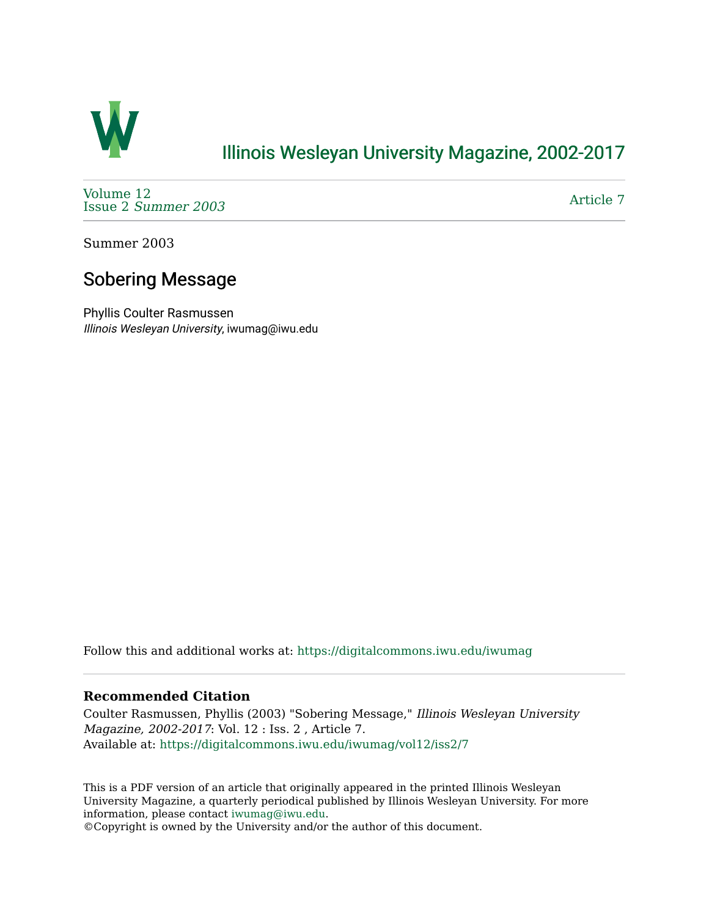# Illinois Wesleyan University Magazine, 2002-2017

Volume 12
Issue 2 *Summer 2003*

Article 7

Summer 2003

## Sobering Message

Phyllis Coulter Rasmussen
*Illinois Wesleyan University*, iwumag@iwu.edu

Follow this and additional works at: https://digitalcommons.iwu.edu/iwumag

### Recommended Citation

Coulter Rasmussen, Phyllis (2003) "Sobering Message," *Illinois Wesleyan University Magazine, 2002-2017*: Vol. 12 : Iss. 2 , Article 7.
Available at: https://digitalcommons.iwu.edu/iwumag/vol12/iss2/7

This is a PDF version of an article that originally appeared in the printed Illinois Wesleyan University Magazine, a quarterly periodical published by Illinois Wesleyan University. For more information, please contact iwumag@iwu.edu.
©Copyright is owned by the University and/or the author of this document.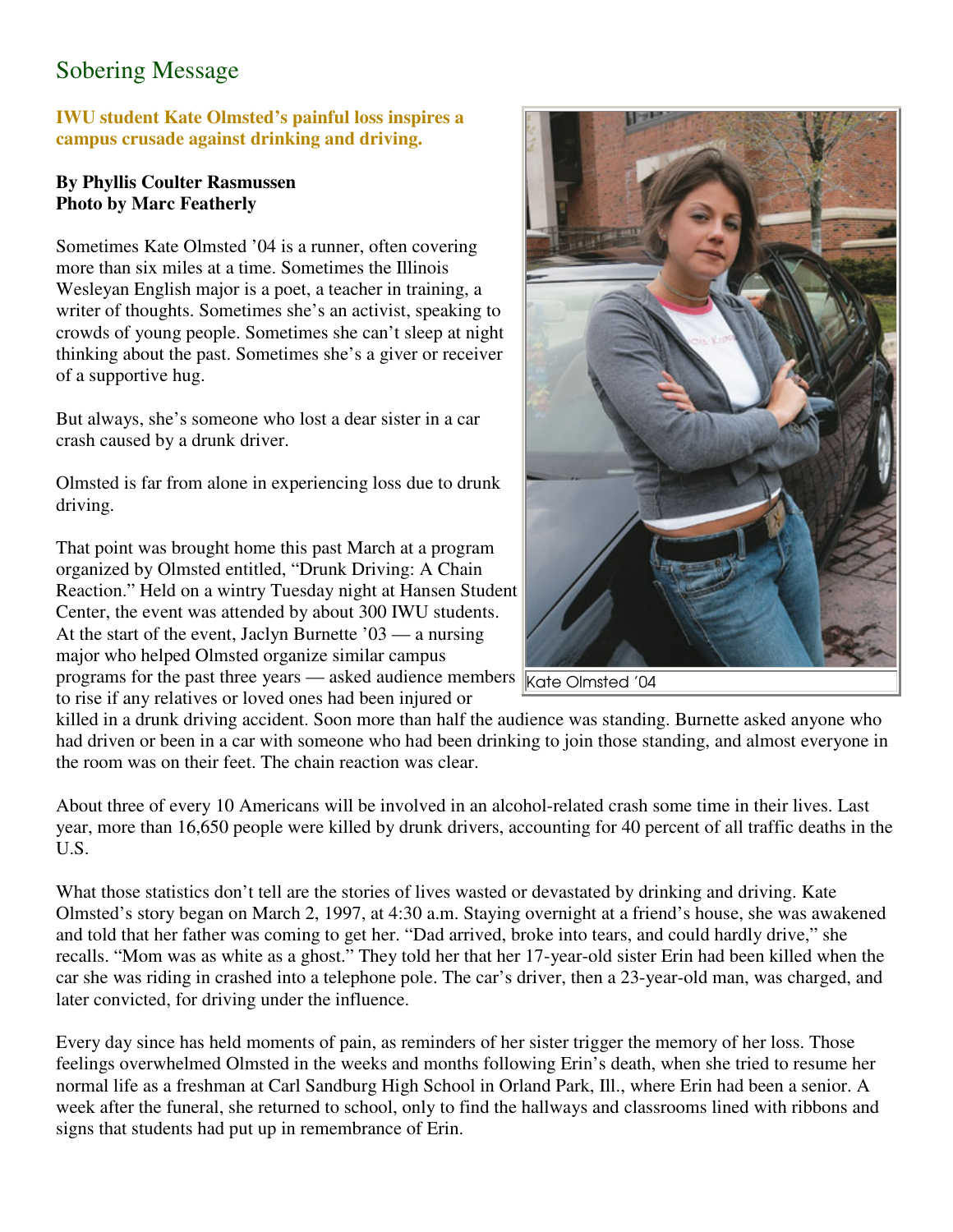# Sobering Message

**IWU student Kate Olmsted's painful loss inspires a campus crusade against drinking and driving.**

**By Phyllis Coulter Rasmussen**
**Photo by Marc Featherly**

Sometimes Kate Olmsted '04 is a runner, often covering more than six miles at a time. Sometimes the Illinois Wesleyan English major is a poet, a teacher in training, a writer of thoughts. Sometimes she's an activist, speaking to crowds of young people. Sometimes she can't sleep at night thinking about the past. Sometimes she's a giver or receiver of a supportive hug.

But always, she's someone who lost a dear sister in a car crash caused by a drunk driver.

Olmsted is far from alone in experiencing loss due to drunk driving.

That point was brought home this past March at a program organized by Olmsted entitled, "Drunk Driving: A Chain Reaction." Held on a wintry Tuesday night at Hansen Student Center, the event was attended by about 300 IWU students. At the start of the event, Jaclyn Burnette '03 — a nursing major who helped Olmsted organize similar campus programs for the past three years — asked audience members to rise if any relatives or loved ones had been injured or killed in a drunk driving accident. Soon more than half the audience was standing. Burnette asked anyone who had driven or been in a car with someone who had been drinking to join those standing, and almost everyone in the room was on their feet. The chain reaction was clear.

Kate Olmsted '04

About three of every 10 Americans will be involved in an alcohol-related crash some time in their lives. Last year, more than 16,650 people were killed by drunk drivers, accounting for 40 percent of all traffic deaths in the U.S.

What those statistics don't tell are the stories of lives wasted or devastated by drinking and driving. Kate Olmsted's story began on March 2, 1997, at 4:30 a.m. Staying overnight at a friend's house, she was awakened and told that her father was coming to get her. "Dad arrived, broke into tears, and could hardly drive," she recalls. "Mom was as white as a ghost." They told her that her 17-year-old sister Erin had been killed when the car she was riding in crashed into a telephone pole. The car's driver, then a 23-year-old man, was charged, and later convicted, for driving under the influence.

Every day since has held moments of pain, as reminders of her sister trigger the memory of her loss. Those feelings overwhelmed Olmsted in the weeks and months following Erin's death, when she tried to resume her normal life as a freshman at Carl Sandburg High School in Orland Park, Ill., where Erin had been a senior. A week after the funeral, she returned to school, only to find the hallways and classrooms lined with ribbons and signs that students had put up in remembrance of Erin.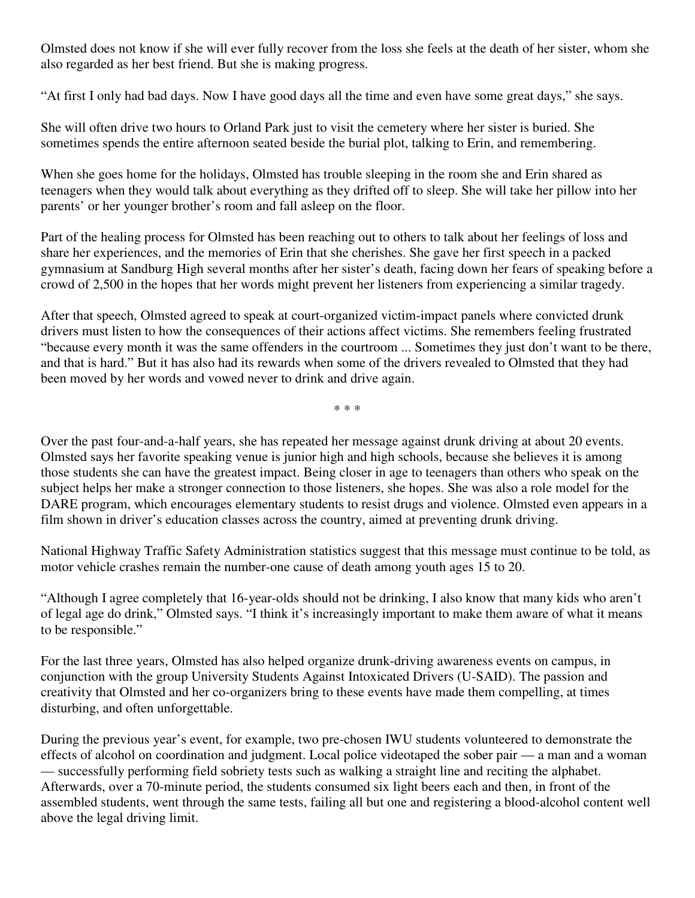Olmsted does not know if she will ever fully recover from the loss she feels at the death of her sister, whom she also regarded as her best friend. But she is making progress.

"At first I only had bad days. Now I have good days all the time and even have some great days," she says.

She will often drive two hours to Orland Park just to visit the cemetery where her sister is buried. She sometimes spends the entire afternoon seated beside the burial plot, talking to Erin, and remembering.

When she goes home for the holidays, Olmsted has trouble sleeping in the room she and Erin shared as teenagers when they would talk about everything as they drifted off to sleep. She will take her pillow into her parents' or her younger brother's room and fall asleep on the floor.

Part of the healing process for Olmsted has been reaching out to others to talk about her feelings of loss and share her experiences, and the memories of Erin that she cherishes. She gave her first speech in a packed gymnasium at Sandburg High several months after her sister's death, facing down her fears of speaking before a crowd of 2,500 in the hopes that her words might prevent her listeners from experiencing a similar tragedy.

After that speech, Olmsted agreed to speak at court-organized victim-impact panels where convicted drunk drivers must listen to how the consequences of their actions affect victims. She remembers feeling frustrated "because every month it was the same offenders in the courtroom ... Sometimes they just don't want to be there, and that is hard." But it has also had its rewards when some of the drivers revealed to Olmsted that they had been moved by her words and vowed never to drink and drive again.

\* \* \*

Over the past four-and-a-half years, she has repeated her message against drunk driving at about 20 events. Olmsted says her favorite speaking venue is junior high and high schools, because she believes it is among those students she can have the greatest impact. Being closer in age to teenagers than others who speak on the subject helps her make a stronger connection to those listeners, she hopes. She was also a role model for the DARE program, which encourages elementary students to resist drugs and violence. Olmsted even appears in a film shown in driver's education classes across the country, aimed at preventing drunk driving.

National Highway Traffic Safety Administration statistics suggest that this message must continue to be told, as motor vehicle crashes remain the number-one cause of death among youth ages 15 to 20.

"Although I agree completely that 16-year-olds should not be drinking, I also know that many kids who aren't of legal age do drink," Olmsted says. "I think it's increasingly important to make them aware of what it means to be responsible."

For the last three years, Olmsted has also helped organize drunk-driving awareness events on campus, in conjunction with the group University Students Against Intoxicated Drivers (U-SAID). The passion and creativity that Olmsted and her co-organizers bring to these events have made them compelling, at times disturbing, and often unforgettable.

During the previous year's event, for example, two pre-chosen IWU students volunteered to demonstrate the effects of alcohol on coordination and judgment. Local police videotaped the sober pair — a man and a woman — successfully performing field sobriety tests such as walking a straight line and reciting the alphabet. Afterwards, over a 70-minute period, the students consumed six light beers each and then, in front of the assembled students, went through the same tests, failing all but one and registering a blood-alcohol content well above the legal driving limit.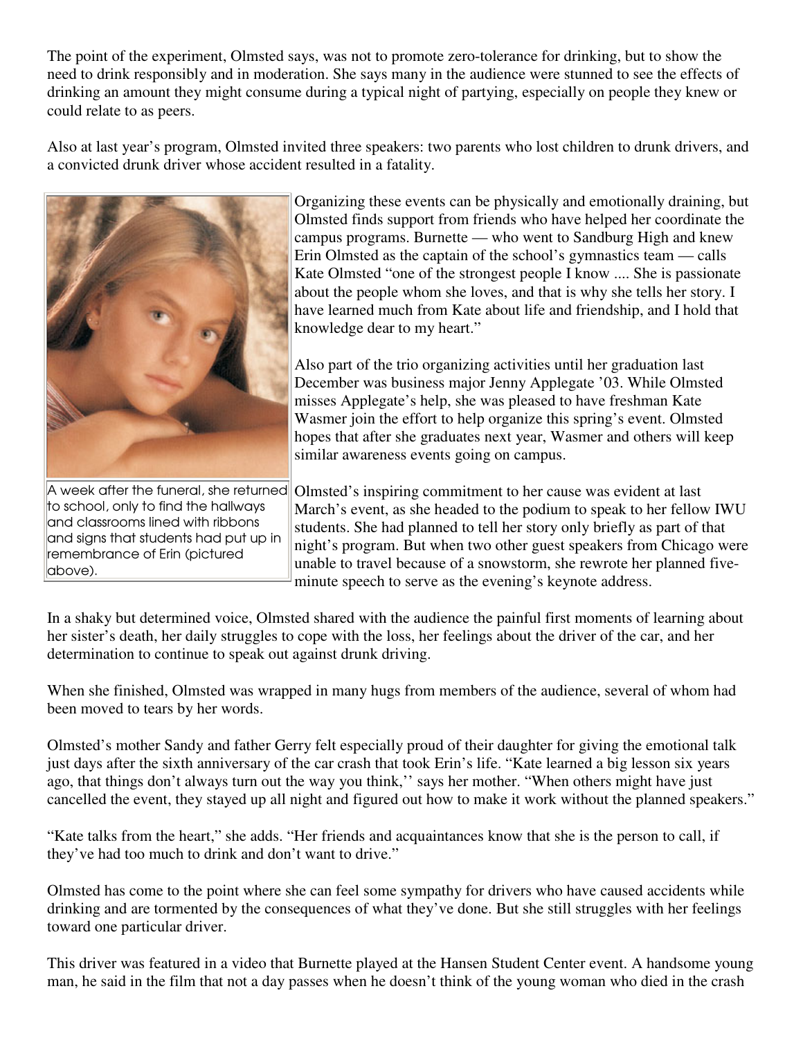The point of the experiment, Olmsted says, was not to promote zero-tolerance for drinking, but to show the need to drink responsibly and in moderation. She says many in the audience were stunned to see the effects of drinking an amount they might consume during a typical night of partying, especially on people they knew or could relate to as peers.

Also at last year's program, Olmsted invited three speakers: two parents who lost children to drunk drivers, and a convicted drunk driver whose accident resulted in a fatality.

Organizing these events can be physically and emotionally draining, but Olmsted finds support from friends who have helped her coordinate the campus programs. Burnette — who went to Sandburg High and knew Erin Olmsted as the captain of the school's gymnastics team — calls Kate Olmsted "one of the strongest people I know .... She is passionate about the people whom she loves, and that is why she tells her story. I have learned much from Kate about life and friendship, and I hold that knowledge dear to my heart."

Also part of the trio organizing activities until her graduation last December was business major Jenny Applegate '03. While Olmsted misses Applegate's help, she was pleased to have freshman Kate Wasmer join the effort to help organize this spring's event. Olmsted hopes that after she graduates next year, Wasmer and others will keep similar awareness events going on campus.

A week after the funeral, she returned to school, only to find the hallways and classrooms lined with ribbons and signs that students had put up in remembrance of Erin (pictured above).

Olmsted's inspiring commitment to her cause was evident at last March's event, as she headed to the podium to speak to her fellow IWU students. She had planned to tell her story only briefly as part of that night's program. But when two other guest speakers from Chicago were unable to travel because of a snowstorm, she rewrote her planned five-minute speech to serve as the evening's keynote address.

In a shaky but determined voice, Olmsted shared with the audience the painful first moments of learning about her sister's death, her daily struggles to cope with the loss, her feelings about the driver of the car, and her determination to continue to speak out against drunk driving.

When she finished, Olmsted was wrapped in many hugs from members of the audience, several of whom had been moved to tears by her words.

Olmsted's mother Sandy and father Gerry felt especially proud of their daughter for giving the emotional talk just days after the sixth anniversary of the car crash that took Erin's life. "Kate learned a big lesson six years ago, that things don't always turn out the way you think,'' says her mother. "When others might have just cancelled the event, they stayed up all night and figured out how to make it work without the planned speakers."

"Kate talks from the heart," she adds. "Her friends and acquaintances know that she is the person to call, if they've had too much to drink and don't want to drive."

Olmsted has come to the point where she can feel some sympathy for drivers who have caused accidents while drinking and are tormented by the consequences of what they've done. But she still struggles with her feelings toward one particular driver.

This driver was featured in a video that Burnette played at the Hansen Student Center event. A handsome young man, he said in the film that not a day passes when he doesn't think of the young woman who died in the crash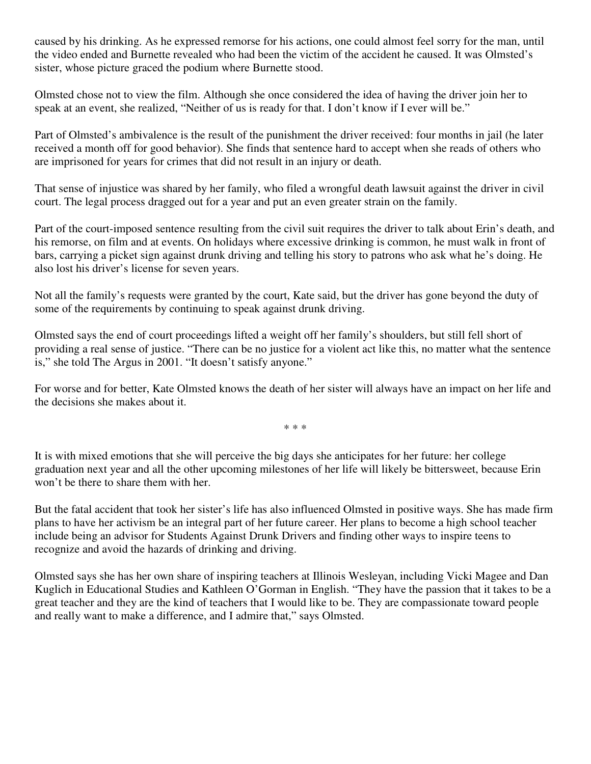caused by his drinking. As he expressed remorse for his actions, one could almost feel sorry for the man, until the video ended and Burnette revealed who had been the victim of the accident he caused. It was Olmsted's sister, whose picture graced the podium where Burnette stood.

Olmsted chose not to view the film. Although she once considered the idea of having the driver join her to speak at an event, she realized, "Neither of us is ready for that. I don't know if I ever will be."

Part of Olmsted's ambivalence is the result of the punishment the driver received: four months in jail (he later received a month off for good behavior). She finds that sentence hard to accept when she reads of others who are imprisoned for years for crimes that did not result in an injury or death.

That sense of injustice was shared by her family, who filed a wrongful death lawsuit against the driver in civil court. The legal process dragged out for a year and put an even greater strain on the family.

Part of the court-imposed sentence resulting from the civil suit requires the driver to talk about Erin's death, and his remorse, on film and at events. On holidays where excessive drinking is common, he must walk in front of bars, carrying a picket sign against drunk driving and telling his story to patrons who ask what he's doing. He also lost his driver's license for seven years.

Not all the family's requests were granted by the court, Kate said, but the driver has gone beyond the duty of some of the requirements by continuing to speak against drunk driving.

Olmsted says the end of court proceedings lifted a weight off her family's shoulders, but still fell short of providing a real sense of justice. "There can be no justice for a violent act like this, no matter what the sentence is," she told The Argus in 2001. "It doesn't satisfy anyone."

For worse and for better, Kate Olmsted knows the death of her sister will always have an impact on her life and the decisions she makes about it.

\* \* \*

It is with mixed emotions that she will perceive the big days she anticipates for her future: her college graduation next year and all the other upcoming milestones of her life will likely be bittersweet, because Erin won't be there to share them with her.

But the fatal accident that took her sister's life has also influenced Olmsted in positive ways. She has made firm plans to have her activism be an integral part of her future career. Her plans to become a high school teacher include being an advisor for Students Against Drunk Drivers and finding other ways to inspire teens to recognize and avoid the hazards of drinking and driving.

Olmsted says she has her own share of inspiring teachers at Illinois Wesleyan, including Vicki Magee and Dan Kuglich in Educational Studies and Kathleen O'Gorman in English. "They have the passion that it takes to be a great teacher and they are the kind of teachers that I would like to be. They are compassionate toward people and really want to make a difference, and I admire that," says Olmsted.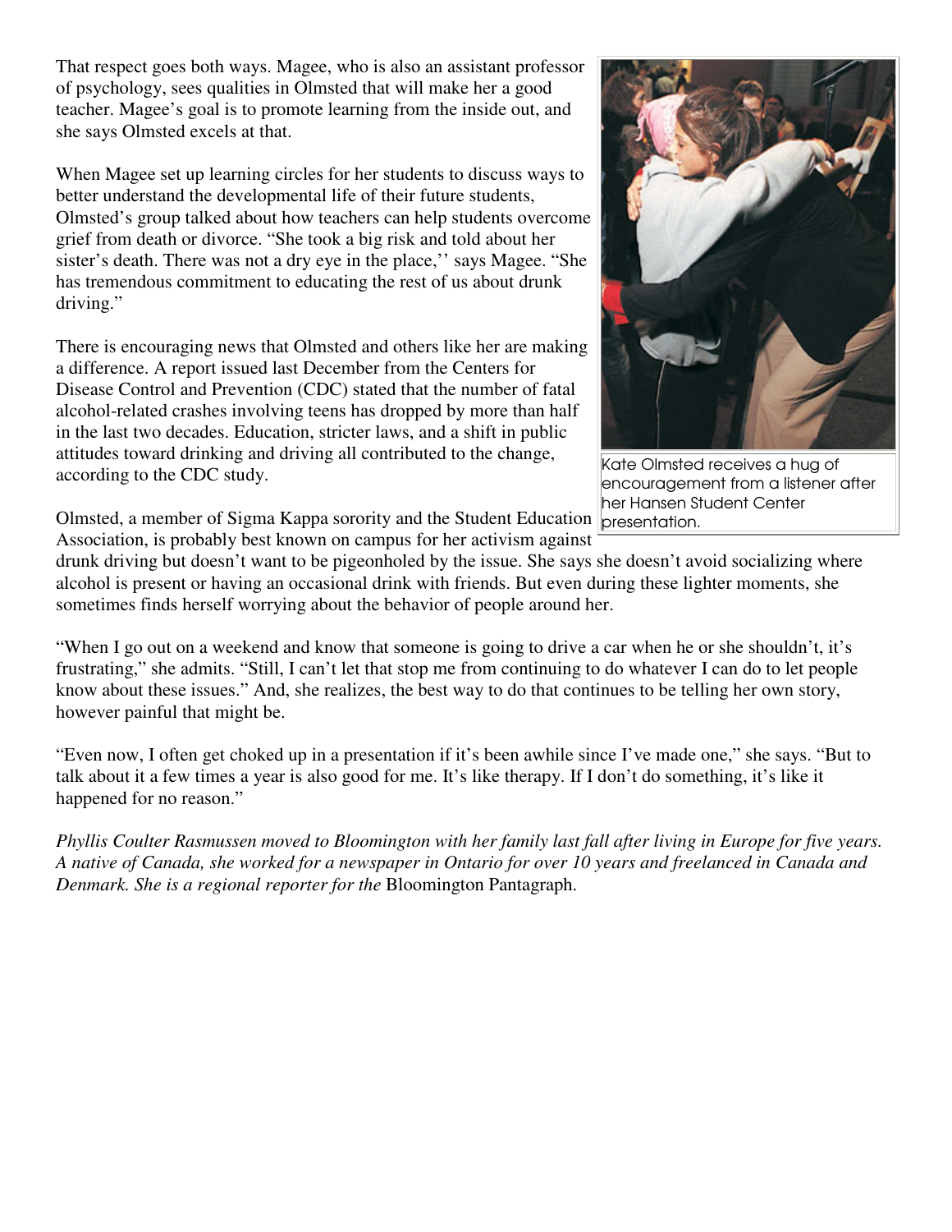That respect goes both ways. Magee, who is also an assistant professor of psychology, sees qualities in Olmsted that will make her a good teacher. Magee's goal is to promote learning from the inside out, and she says Olmsted excels at that.

When Magee set up learning circles for her students to discuss ways to better understand the developmental life of their future students, Olmsted's group talked about how teachers can help students overcome grief from death or divorce. "She took a big risk and told about her sister's death. There was not a dry eye in the place,'' says Magee. "She has tremendous commitment to educating the rest of us about drunk driving."

There is encouraging news that Olmsted and others like her are making a difference. A report issued last December from the Centers for Disease Control and Prevention (CDC) stated that the number of fatal alcohol-related crashes involving teens has dropped by more than half in the last two decades. Education, stricter laws, and a shift in public attitudes toward drinking and driving all contributed to the change, according to the CDC study.

Kate Olmsted receives a hug of encouragement from a listener after her Hansen Student Center presentation.

Olmsted, a member of Sigma Kappa sorority and the Student Education Association, is probably best known on campus for her activism against drunk driving but doesn't want to be pigeonholed by the issue. She says she doesn't avoid socializing where alcohol is present or having an occasional drink with friends. But even during these lighter moments, she sometimes finds herself worrying about the behavior of people around her.

"When I go out on a weekend and know that someone is going to drive a car when he or she shouldn't, it's frustrating," she admits. "Still, I can't let that stop me from continuing to do whatever I can do to let people know about these issues." And, she realizes, the best way to do that continues to be telling her own story, however painful that might be.

"Even now, I often get choked up in a presentation if it's been awhile since I've made one," she says. "But to talk about it a few times a year is also good for me. It's like therapy. If I don't do something, it's like it happened for no reason."

*Phyllis Coulter Rasmussen moved to Bloomington with her family last fall after living in Europe for five years. A native of Canada, she worked for a newspaper in Ontario for over 10 years and freelanced in Canada and Denmark. She is a regional reporter for the* Bloomington Pantagraph.